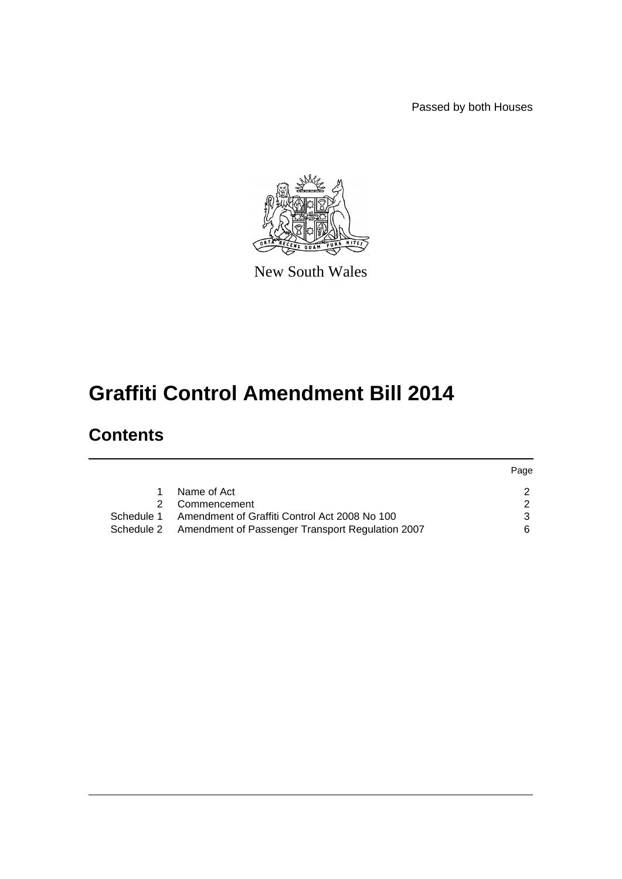Passed by both Houses

New South Wales

# Graffiti Control Amendment Bill 2014

## Contents

| | | Page |
|---|---|---|
| 1 | Name of Act | 2 |
| 2 | Commencement | 2 |
| Schedule 1 | Amendment of Graffiti Control Act 2008 No 100 | 3 |
| Schedule 2 | Amendment of Passenger Transport Regulation 2007 | 6 |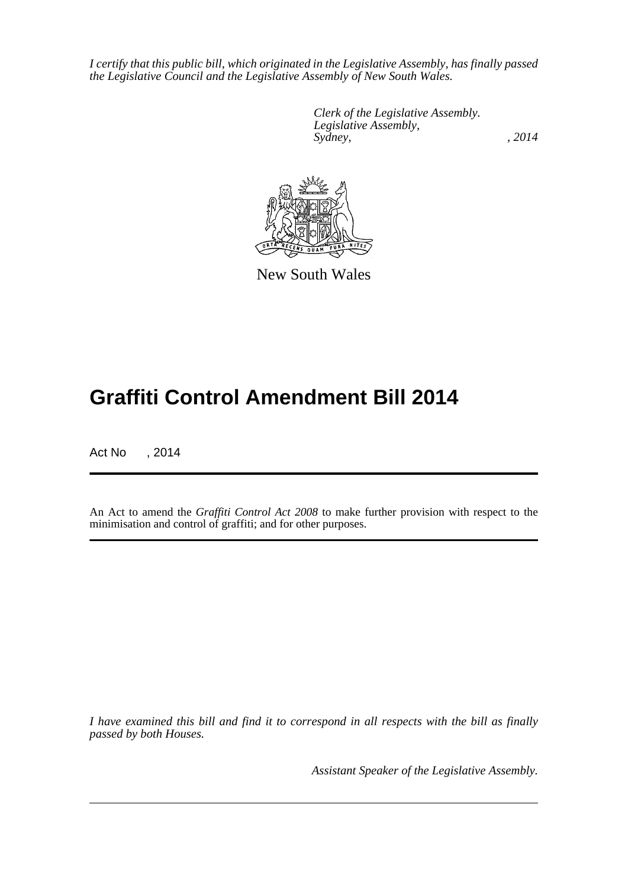*I certify that this public bill, which originated in the Legislative Assembly, has finally passed the Legislative Council and the Legislative Assembly of New South Wales.*

*Clerk of the Legislative Assembly.*
*Legislative Assembly,*
*Sydney, , 2014*

New South Wales

# Graffiti Control Amendment Bill 2014

Act No , 2014

An Act to amend the *Graffiti Control Act 2008* to make further provision with respect to the minimisation and control of graffiti; and for other purposes.

*I have examined this bill and find it to correspond in all respects with the bill as finally passed by both Houses.*

*Assistant Speaker of the Legislative Assembly.*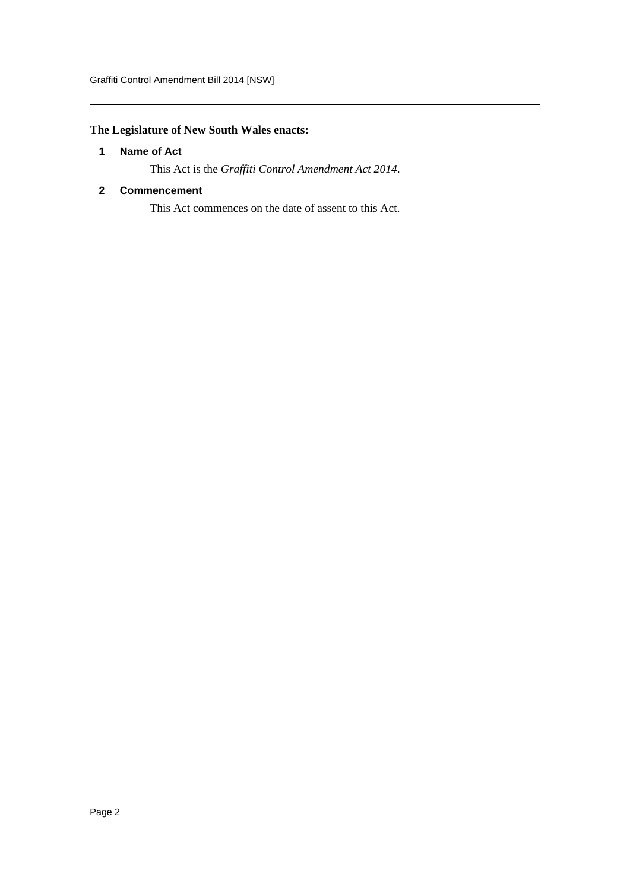**The Legislature of New South Wales enacts:**

## 1 Name of Act

This Act is the *Graffiti Control Amendment Act 2014*.

## 2 Commencement

This Act commences on the date of assent to this Act.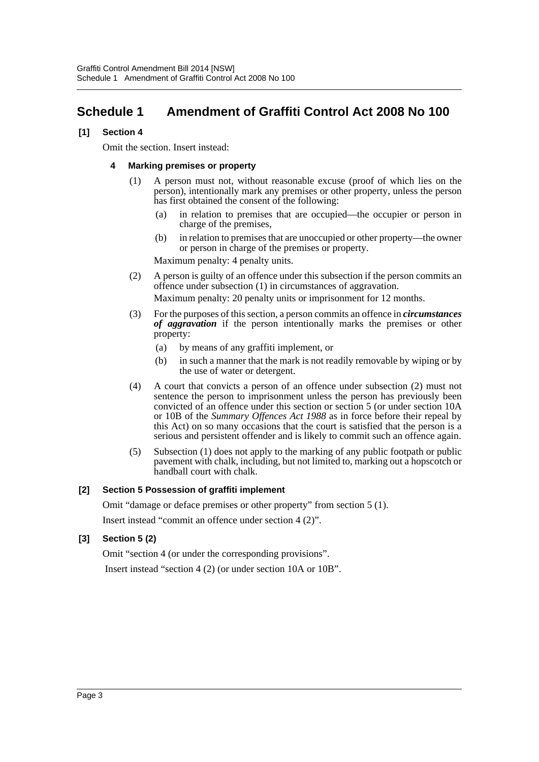# Schedule 1 Amendment of Graffiti Control Act 2008 No 100

**[1] Section 4**

Omit the section. Insert instead:

**4 Marking premises or property**

(1) A person must not, without reasonable excuse (proof of which lies on the person), intentionally mark any premises or other property, unless the person has first obtained the consent of the following:

(a) in relation to premises that are occupied—the occupier or person in charge of the premises,

(b) in relation to premises that are unoccupied or other property—the owner or person in charge of the premises or property.

Maximum penalty: 4 penalty units.

(2) A person is guilty of an offence under this subsection if the person commits an offence under subsection (1) in circumstances of aggravation.

Maximum penalty: 20 penalty units or imprisonment for 12 months.

(3) For the purposes of this section, a person commits an offence in ***circumstances of aggravation*** if the person intentionally marks the premises or other property:

(a) by means of any graffiti implement, or

(b) in such a manner that the mark is not readily removable by wiping or by the use of water or detergent.

(4) A court that convicts a person of an offence under subsection (2) must not sentence the person to imprisonment unless the person has previously been convicted of an offence under this section or section 5 (or under section 10A or 10B of the *Summary Offences Act 1988* as in force before their repeal by this Act) on so many occasions that the court is satisfied that the person is a serious and persistent offender and is likely to commit such an offence again.

(5) Subsection (1) does not apply to the marking of any public footpath or public pavement with chalk, including, but not limited to, marking out a hopscotch or handball court with chalk.

**[2] Section 5 Possession of graffiti implement**

Omit "damage or deface premises or other property" from section 5 (1).

Insert instead "commit an offence under section 4 (2)".

**[3] Section 5 (2)**

Omit "section 4 (or under the corresponding provisions".

Insert instead "section 4 (2) (or under section 10A or 10B".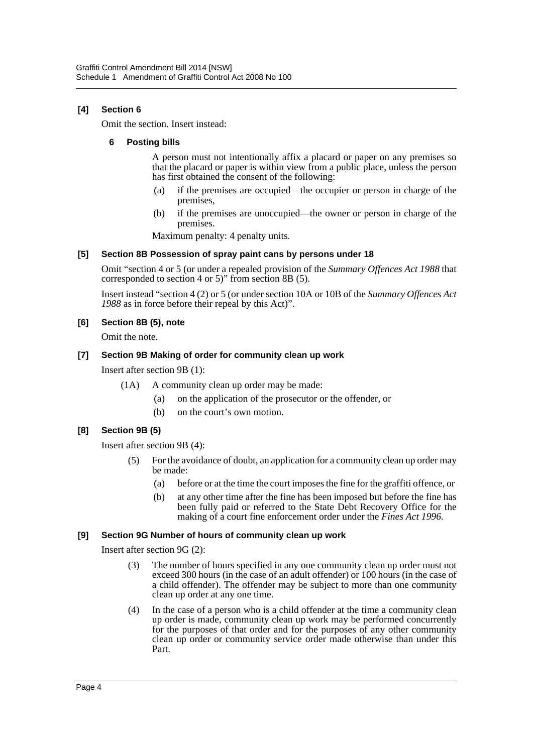**[4] Section 6**

Omit the section. Insert instead:

**6 Posting bills**

A person must not intentionally affix a placard or paper on any premises so that the placard or paper is within view from a public place, unless the person has first obtained the consent of the following:

(a) if the premises are occupied—the occupier or person in charge of the premises,

(b) if the premises are unoccupied—the owner or person in charge of the premises.

Maximum penalty: 4 penalty units.

**[5] Section 8B Possession of spray paint cans by persons under 18**

Omit "section 4 or 5 (or under a repealed provision of the *Summary Offences Act 1988* that corresponded to section 4 or 5)" from section 8B (5).

Insert instead "section 4 (2) or 5 (or under section 10A or 10B of the *Summary Offences Act 1988* as in force before their repeal by this Act)".

**[6] Section 8B (5), note**

Omit the note.

**[7] Section 9B Making of order for community clean up work**

Insert after section 9B (1):

(1A) A community clean up order may be made:

(a) on the application of the prosecutor or the offender, or

(b) on the court's own motion.

**[8] Section 9B (5)**

Insert after section 9B (4):

(5) For the avoidance of doubt, an application for a community clean up order may be made:

(a) before or at the time the court imposes the fine for the graffiti offence, or

(b) at any other time after the fine has been imposed but before the fine has been fully paid or referred to the State Debt Recovery Office for the making of a court fine enforcement order under the *Fines Act 1996*.

**[9] Section 9G Number of hours of community clean up work**

Insert after section 9G (2):

(3) The number of hours specified in any one community clean up order must not exceed 300 hours (in the case of an adult offender) or 100 hours (in the case of a child offender). The offender may be subject to more than one community clean up order at any one time.

(4) In the case of a person who is a child offender at the time a community clean up order is made, community clean up work may be performed concurrently for the purposes of that order and for the purposes of any other community clean up order or community service order made otherwise than under this Part.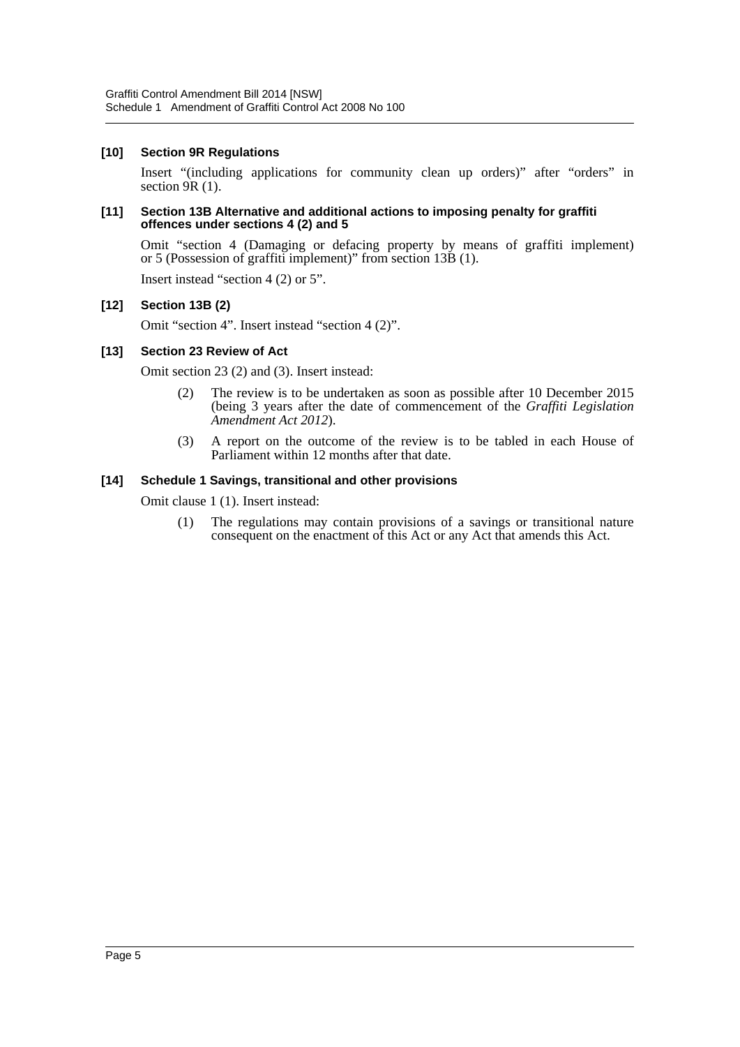#### [10] Section 9R Regulations

Insert "(including applications for community clean up orders)" after "orders" in section 9R (1).

#### [11] Section 13B Alternative and additional actions to imposing penalty for graffiti offences under sections 4 (2) and 5

Omit "section 4 (Damaging or defacing property by means of graffiti implement) or 5 (Possession of graffiti implement)" from section 13B (1).

Insert instead "section 4 (2) or 5".

#### [12] Section 13B (2)

Omit "section 4". Insert instead "section 4 (2)".

#### [13] Section 23 Review of Act

Omit section 23 (2) and (3). Insert instead:

> (2) The review is to be undertaken as soon as possible after 10 December 2015 (being 3 years after the date of commencement of the *Graffiti Legislation Amendment Act 2012*).
>
> (3) A report on the outcome of the review is to be tabled in each House of Parliament within 12 months after that date.

#### [14] Schedule 1 Savings, transitional and other provisions

Omit clause 1 (1). Insert instead:

> (1) The regulations may contain provisions of a savings or transitional nature consequent on the enactment of this Act or any Act that amends this Act.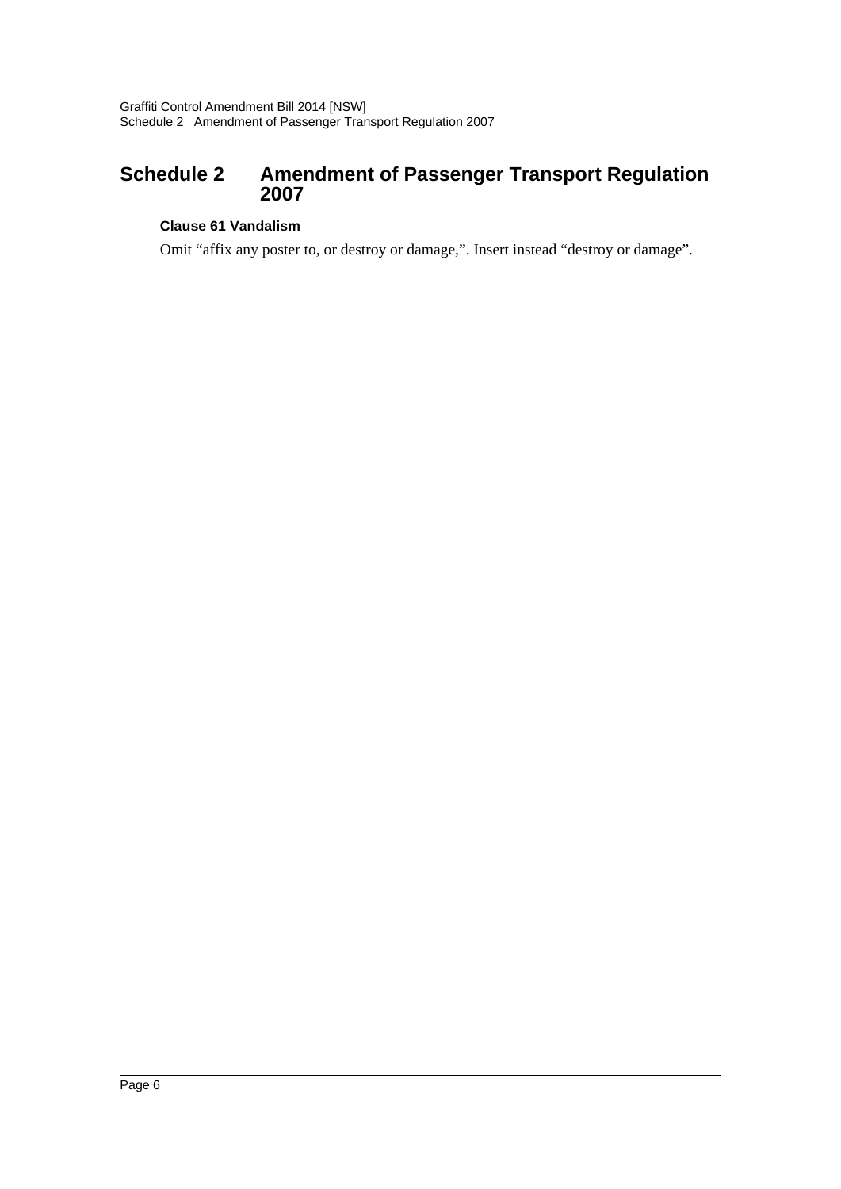# Schedule 2 Amendment of Passenger Transport Regulation 2007

### Clause 61 Vandalism

Omit "affix any poster to, or destroy or damage,". Insert instead "destroy or damage".